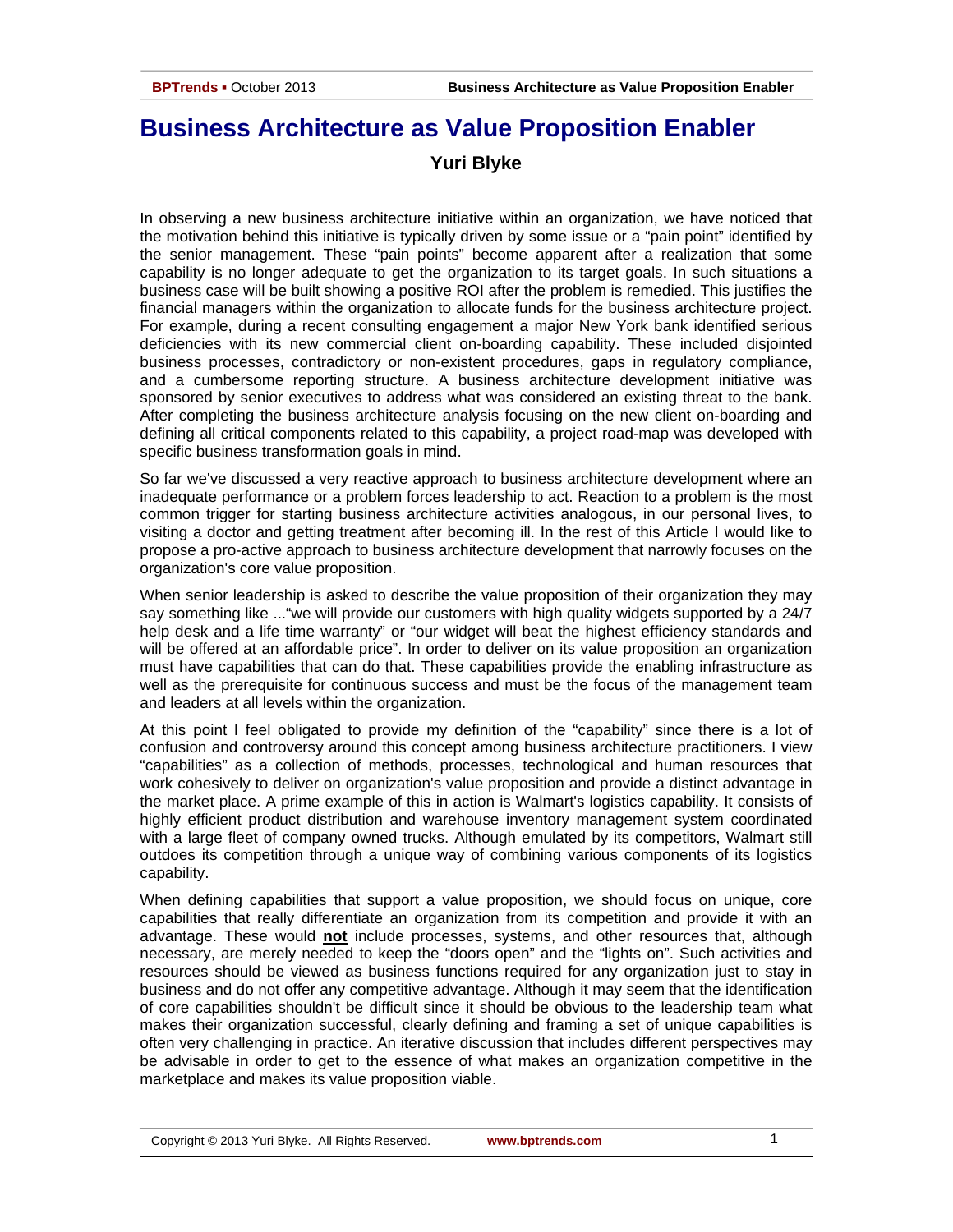# Business Architecture as Value Proposition Enabler

**Yuri Blyke**

In observing a new business architecture initiative within an organization, we have noticed that the motivation behind this initiative is typically driven by some issue or a "pain point" identified by the senior management. These "pain points" become apparent after a realization that some capability is no longer adequate to get the organization to its target goals. In such situations a business case will be built showing a positive ROI after the problem is remedied. This justifies the financial managers within the organization to allocate funds for the business architecture project. For example, during a recent consulting engagement a major New York bank identified serious deficiencies with its new commercial client on-boarding capability. These included disjointed business processes, contradictory or non-existent procedures, gaps in regulatory compliance, and a cumbersome reporting structure. A business architecture development initiative was sponsored by senior executives to address what was considered an existing threat to the bank. After completing the business architecture analysis focusing on the new client on-boarding and defining all critical components related to this capability, a project road-map was developed with specific business transformation goals in mind.

So far we've discussed a very reactive approach to business architecture development where an inadequate performance or a problem forces leadership to act. Reaction to a problem is the most common trigger for starting business architecture activities analogous, in our personal lives, to visiting a doctor and getting treatment after becoming ill. In the rest of this Article I would like to propose a pro-active approach to business architecture development that narrowly focuses on the organization's core value proposition.

When senior leadership is asked to describe the value proposition of their organization they may say something like ..."we will provide our customers with high quality widgets supported by a 24/7 help desk and a life time warranty" or "our widget will beat the highest efficiency standards and will be offered at an affordable price". In order to deliver on its value proposition an organization must have capabilities that can do that. These capabilities provide the enabling infrastructure as well as the prerequisite for continuous success and must be the focus of the management team and leaders at all levels within the organization.

At this point I feel obligated to provide my definition of the "capability" since there is a lot of confusion and controversy around this concept among business architecture practitioners. I view "capabilities" as a collection of methods, processes, technological and human resources that work cohesively to deliver on organization's value proposition and provide a distinct advantage in the market place. A prime example of this in action is Walmart's logistics capability. It consists of highly efficient product distribution and warehouse inventory management system coordinated with a large fleet of company owned trucks. Although emulated by its competitors, Walmart still outdoes its competition through a unique way of combining various components of its logistics capability.

When defining capabilities that support a value proposition, we should focus on unique, core capabilities that really differentiate an organization from its competition and provide it with an advantage. These would **not** include processes, systems, and other resources that, although necessary, are merely needed to keep the "doors open" and the "lights on". Such activities and resources should be viewed as business functions required for any organization just to stay in business and do not offer any competitive advantage. Although it may seem that the identification of core capabilities shouldn't be difficult since it should be obvious to the leadership team what makes their organization successful, clearly defining and framing a set of unique capabilities is often very challenging in practice. An iterative discussion that includes different perspectives may be advisable in order to get to the essence of what makes an organization competitive in the marketplace and makes its value proposition viable.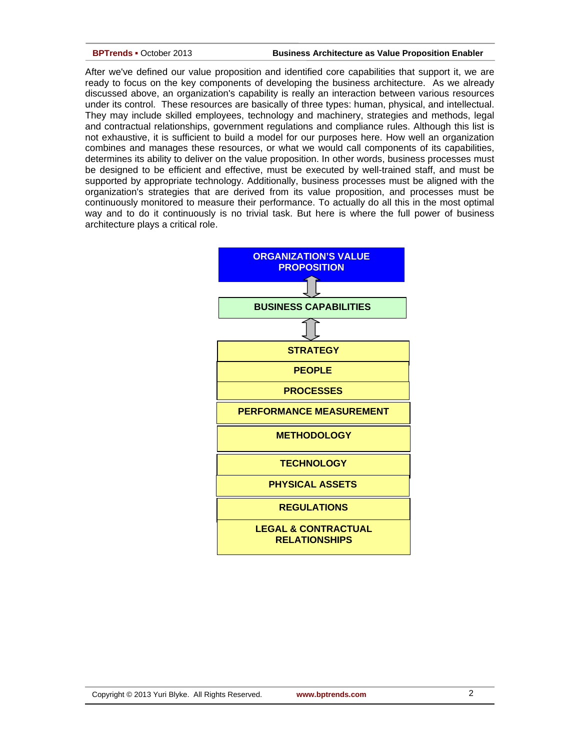After we've defined our value proposition and identified core capabilities that support it, we are ready to focus on the key components of developing the business architecture. As we already discussed above, an organization's capability is really an interaction between various resources under its control. These resources are basically of three types: human, physical, and intellectual. They may include skilled employees, technology and machinery, strategies and methods, legal and contractual relationships, government regulations and compliance rules. Although this list is not exhaustive, it is sufficient to build a model for our purposes here. How well an organization combines and manages these resources, or what we would call components of its capabilities, determines its ability to deliver on the value proposition. In other words, business processes must be designed to be efficient and effective, must be executed by well-trained staff, and must be supported by appropriate technology. Additionally, business processes must be aligned with the organization's strategies that are derived from its value proposition, and processes must be continuously monitored to measure their performance. To actually do all this in the most optimal way and to do it continuously is no trivial task. But here is where the full power of business architecture plays a critical role.

**ORGANIZATION'S VALUE PROPOSITION**

⇕

**BUSINESS CAPABILITIES**

⇕

| **STRATEGY** |
|---|
| **PEOPLE** |
| **PROCESSES** |
| **PERFORMANCE MEASUREMENT** |
| **METHODOLOGY** |
| **TECHNOLOGY** |
| **PHYSICAL ASSETS** |
| **REGULATIONS** |
| **LEGAL & CONTRACTUAL RELATIONSHIPS** |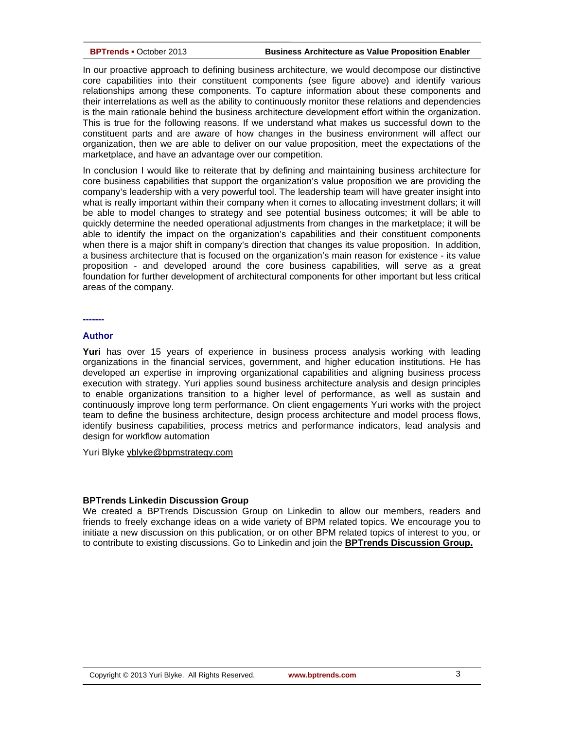In our proactive approach to defining business architecture, we would decompose our distinctive core capabilities into their constituent components (see figure above) and identify various relationships among these components. To capture information about these components and their interrelations as well as the ability to continuously monitor these relations and dependencies is the main rationale behind the business architecture development effort within the organization. This is true for the following reasons. If we understand what makes us successful down to the constituent parts and are aware of how changes in the business environment will affect our organization, then we are able to deliver on our value proposition, meet the expectations of the marketplace, and have an advantage over our competition.

In conclusion I would like to reiterate that by defining and maintaining business architecture for core business capabilities that support the organization's value proposition we are providing the company's leadership with a very powerful tool. The leadership team will have greater insight into what is really important within their company when it comes to allocating investment dollars; it will be able to model changes to strategy and see potential business outcomes; it will be able to quickly determine the needed operational adjustments from changes in the marketplace; it will be able to identify the impact on the organization's capabilities and their constituent components when there is a major shift in company's direction that changes its value proposition. In addition, a business architecture that is focused on the organization's main reason for existence - its value proposition - and developed around the core business capabilities, will serve as a great foundation for further development of architectural components for other important but less critical areas of the company.

-------

## Author

**Yuri** has over 15 years of experience in business process analysis working with leading organizations in the financial services, government, and higher education institutions. He has developed an expertise in improving organizational capabilities and aligning business process execution with strategy. Yuri applies sound business architecture analysis and design principles to enable organizations transition to a higher level of performance, as well as sustain and continuously improve long term performance. On client engagements Yuri works with the project team to define the business architecture, design process architecture and model process flows, identify business capabilities, process metrics and performance indicators, lead analysis and design for workflow automation

Yuri Blyke yblyke@bpmstrategy.com

**BPTrends Linkedin Discussion Group**

We created a BPTrends Discussion Group on Linkedin to allow our members, readers and friends to freely exchange ideas on a wide variety of BPM related topics. We encourage you to initiate a new discussion on this publication, or on other BPM related topics of interest to you, or to contribute to existing discussions. Go to Linkedin and join the **BPTrends Discussion Group.**